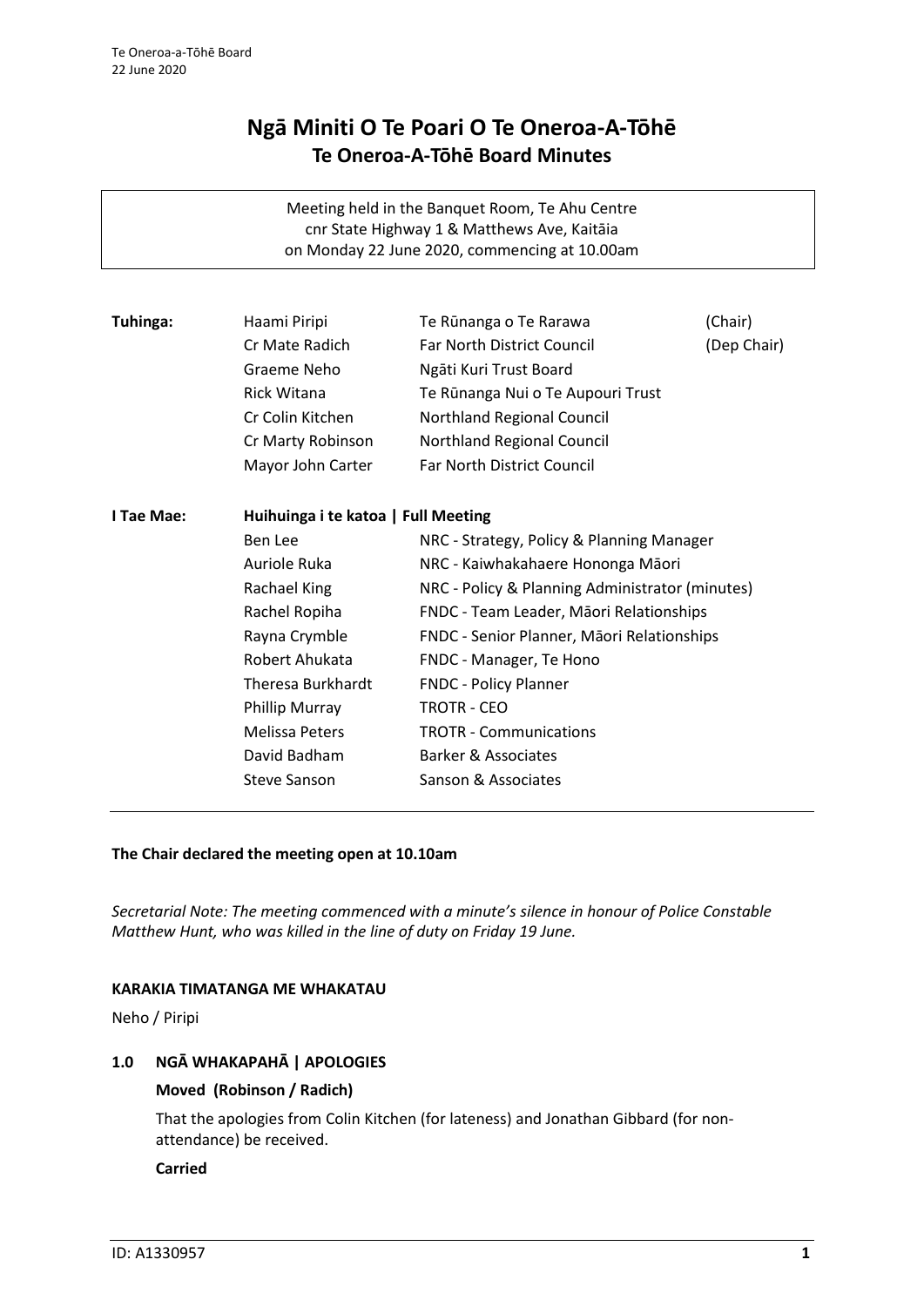# Ngā Miniti O Te Poari O Te Oneroa-A-Tōhē
## Te Oneroa-A-Tōhē Board Minutes

Meeting held in the Banquet Room, Te Ahu Centre
cnr State Highway 1 & Matthews Ave, Kaitāia
on Monday 22 June 2020, commencing at 10.00am

| | | | |
|---|---|---|---|
| **Tuhinga:** | Haami Piripi | Te Rūnanga o Te Rarawa | (Chair) |
| | Cr Mate Radich | Far North District Council | (Dep Chair) |
| | Graeme Neho | Ngāti Kuri Trust Board | |
| | Rick Witana | Te Rūnanga Nui o Te Aupouri Trust | |
| | Cr Colin Kitchen | Northland Regional Council | |
| | Cr Marty Robinson | Northland Regional Council | |
| | Mayor John Carter | Far North District Council | |

| | | |
|---|---|---|
| **I Tae Mae:** | **Huihuinga i te katoa \| Full Meeting** | |
| | Ben Lee | NRC - Strategy, Policy & Planning Manager |
| | Auriole Ruka | NRC - Kaiwhakahaere Hononga Māori |
| | Rachael King | NRC - Policy & Planning Administrator (minutes) |
| | Rachel Ropiha | FNDC - Team Leader, Māori Relationships |
| | Rayna Crymble | FNDC - Senior Planner, Māori Relationships |
| | Robert Ahukata | FNDC - Manager, Te Hono |
| | Theresa Burkhardt | FNDC - Policy Planner |
| | Phillip Murray | TROTR - CEO |
| | Melissa Peters | TROTR - Communications |
| | David Badham | Barker & Associates |
| | Steve Sanson | Sanson & Associates |

**The Chair declared the meeting open at 10.10am**

*Secretarial Note: The meeting commenced with a minute's silence in honour of Police Constable Matthew Hunt, who was killed in the line of duty on Friday 19 June.*

**KARAKIA TIMATANGA ME WHAKATAU**

Neho / Piripi

### 1.0 NGĀ WHAKAPAHĀ | APOLOGIES

**Moved (Robinson / Radich)**

That the apologies from Colin Kitchen (for lateness) and Jonathan Gibbard (for non-attendance) be received.

**Carried**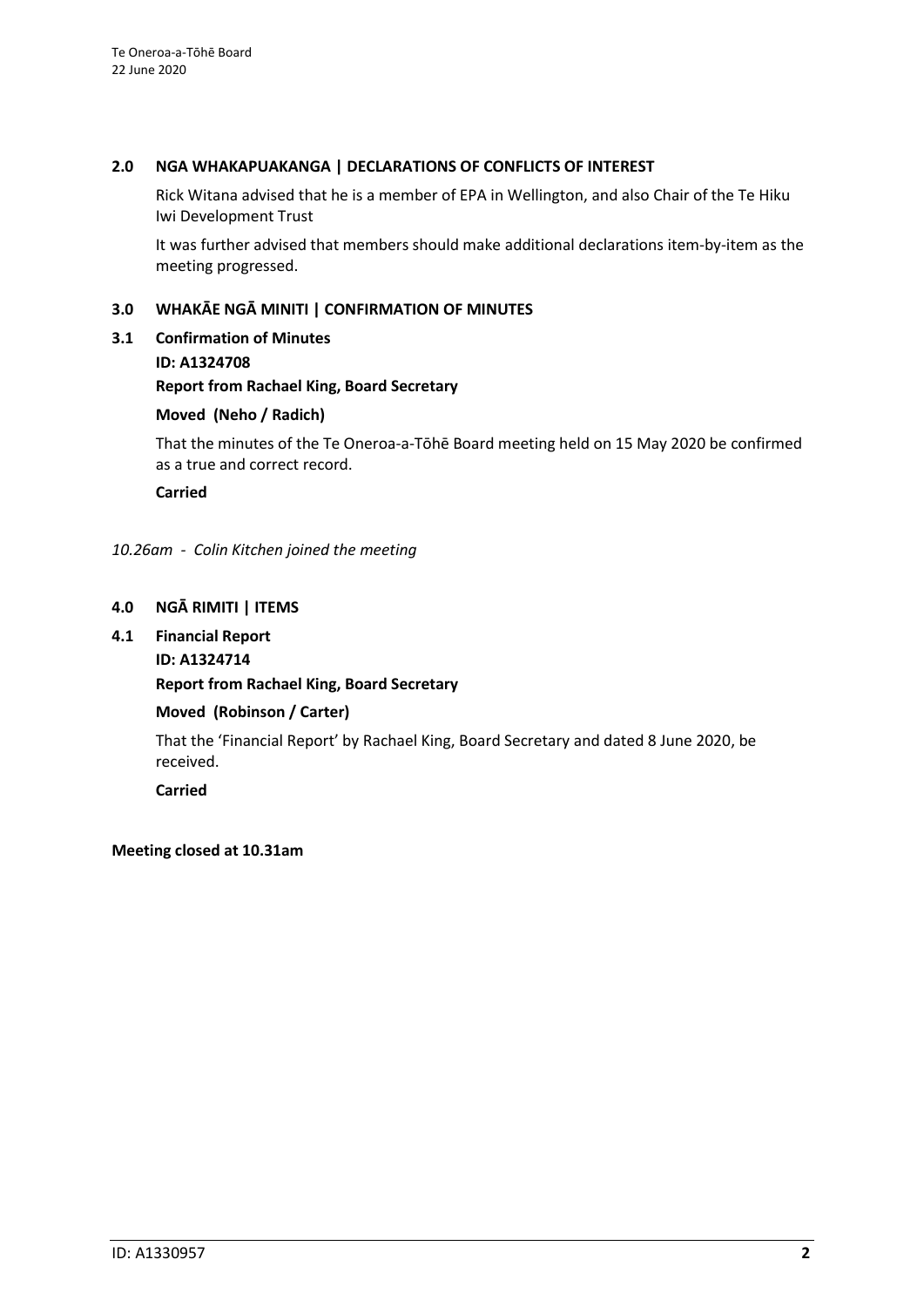## 2.0 NGA WHAKAPUAKANGA | DECLARATIONS OF CONFLICTS OF INTEREST

Rick Witana advised that he is a member of EPA in Wellington, and also Chair of the Te Hiku Iwi Development Trust

It was further advised that members should make additional declarations item-by-item as the meeting progressed.

## 3.0 WHAKĀE NGĀ MINITI | CONFIRMATION OF MINUTES

### 3.1 Confirmation of Minutes

**ID: A1324708**

**Report from Rachael King, Board Secretary**

**Moved (Neho / Radich)**

That the minutes of the Te Oneroa-a-Tōhē Board meeting held on 15 May 2020 be confirmed as a true and correct record.

**Carried**

*10.26am - Colin Kitchen joined the meeting*

## 4.0 NGĀ RIMITI | ITEMS

### 4.1 Financial Report

**ID: A1324714**

**Report from Rachael King, Board Secretary**

**Moved (Robinson / Carter)**

That the 'Financial Report' by Rachael King, Board Secretary and dated 8 June 2020, be received.

**Carried**

**Meeting closed at 10.31am**